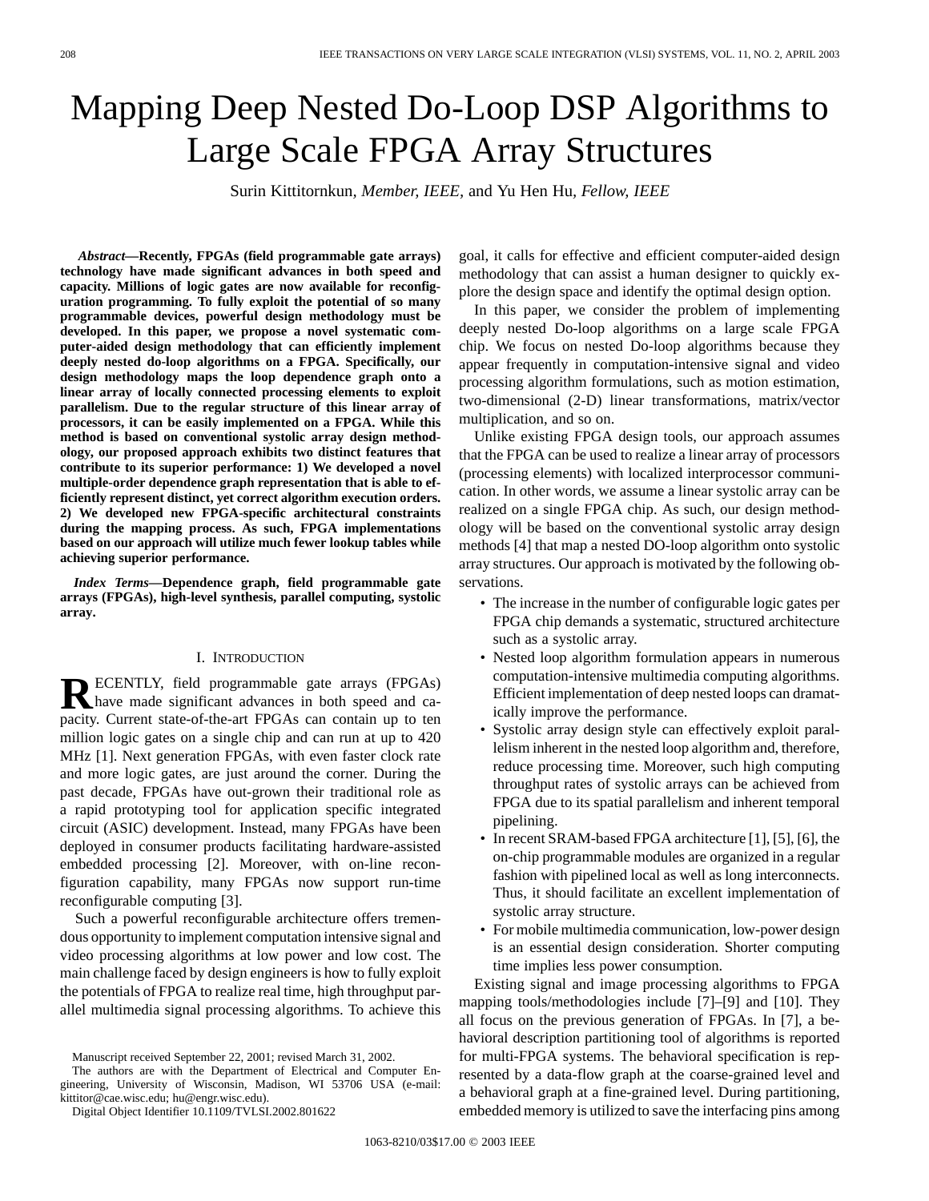// Mapping Deep Nested Do-Loop DSP Algorithms to Large Scale FPGA Array Structures

Surin Kittitornkun, *Member, IEEE*, and Yu Hen Hu, *Fellow, IEEE*

***Abstract*—Recently, FPGAs (field programmable gate arrays) technology have made significant advances in both speed and capacity. Millions of logic gates are now available for reconfiguration programming. To fully exploit the potential of so many programmable devices, powerful design methodology must be developed. In this paper, we propose a novel systematic computer-aided design methodology that can efficiently implement deeply nested do-loop algorithms on a FPGA. Specifically, our design methodology maps the loop dependence graph onto a linear array of locally connected processing elements to exploit parallelism. Due to the regular structure of this linear array of processors, it can be easily implemented on a FPGA. While this method is based on conventional systolic array design methodology, our proposed approach exhibits two distinct features that contribute to its superior performance: 1) We developed a novel multiple-order dependence graph representation that is able to efficiently represent distinct, yet correct algorithm execution orders. 2) We developed new FPGA-specific architectural constraints during the mapping process. As such, FPGA implementations based on our approach will utilize much fewer lookup tables while achieving superior performance.**

***Index Terms*—Dependence graph, field programmable gate arrays (FPGAs), high-level synthesis, parallel computing, systolic array.**

## I. Introduction

Recently, field programmable gate arrays (FPGAs) have made significant advances in both speed and capacity. Current state-of-the-art FPGAs can contain up to ten million logic gates on a single chip and can run at up to 420 MHz [1]. Next generation FPGAs, with even faster clock rate and more logic gates, are just around the corner. During the past decade, FPGAs have out-grown their traditional role as a rapid prototyping tool for application specific integrated circuit (ASIC) development. Instead, many FPGAs have been deployed in consumer products facilitating hardware-assisted embedded processing [2]. Moreover, with on-line reconfiguration capability, many FPGAs now support run-time reconfigurable computing [3].

Such a powerful reconfigurable architecture offers tremendous opportunity to implement computation intensive signal and video processing algorithms at low power and low cost. The main challenge faced by design engineers is how to fully exploit the potentials of FPGA to realize real time, high throughput parallel multimedia signal processing algorithms. To achieve this goal, it calls for effective and efficient computer-aided design methodology that can assist a human designer to quickly explore the design space and identify the optimal design option.

In this paper, we consider the problem of implementing deeply nested Do-loop algorithms on a large scale FPGA chip. We focus on nested Do-loop algorithms because they appear frequently in computation-intensive signal and video processing algorithm formulations, such as motion estimation, two-dimensional (2-D) linear transformations, matrix/vector multiplication, and so on.

Unlike existing FPGA design tools, our approach assumes that the FPGA can be used to realize a linear array of processors (processing elements) with localized interprocessor communication. In other words, we assume a linear systolic array can be realized on a single FPGA chip. As such, our design methodology will be based on the conventional systolic array design methods [4] that map a nested DO-loop algorithm onto systolic array structures. Our approach is motivated by the following observations.

- The increase in the number of configurable logic gates per FPGA chip demands a systematic, structured architecture such as a systolic array.
- Nested loop algorithm formulation appears in numerous computation-intensive multimedia computing algorithms. Efficient implementation of deep nested loops can dramatically improve the performance.
- Systolic array design style can effectively exploit parallelism inherent in the nested loop algorithm and, therefore, reduce processing time. Moreover, such high computing throughput rates of systolic arrays can be achieved from FPGA due to its spatial parallelism and inherent temporal pipelining.
- In recent SRAM-based FPGA architecture [1], [5], [6], the on-chip programmable modules are organized in a regular fashion with pipelined local as well as long interconnects. Thus, it should facilitate an excellent implementation of systolic array structure.
- For mobile multimedia communication, low-power design is an essential design consideration. Shorter computing time implies less power consumption.

Existing signal and image processing algorithms to FPGA mapping tools/methodologies include [7]–[9] and [10]. They all focus on the previous generation of FPGAs. In [7], a behavioral description partitioning tool of algorithms is reported for multi-FPGA systems. The behavioral specification is represented by a data-flow graph at the coarse-grained level and a behavioral graph at a fine-grained level. During partitioning, embedded memory is utilized to save the interfacing pins among

Manuscript received September 22, 2001; revised March 31, 2002.

The authors are with the Department of Electrical and Computer Engineering, University of Wisconsin, Madison, WI 53706 USA (e-mail: kittitor@cae.wisc.edu; hu@engr.wisc.edu).

Digital Object Identifier 10.1109/TVLSI.2002.801622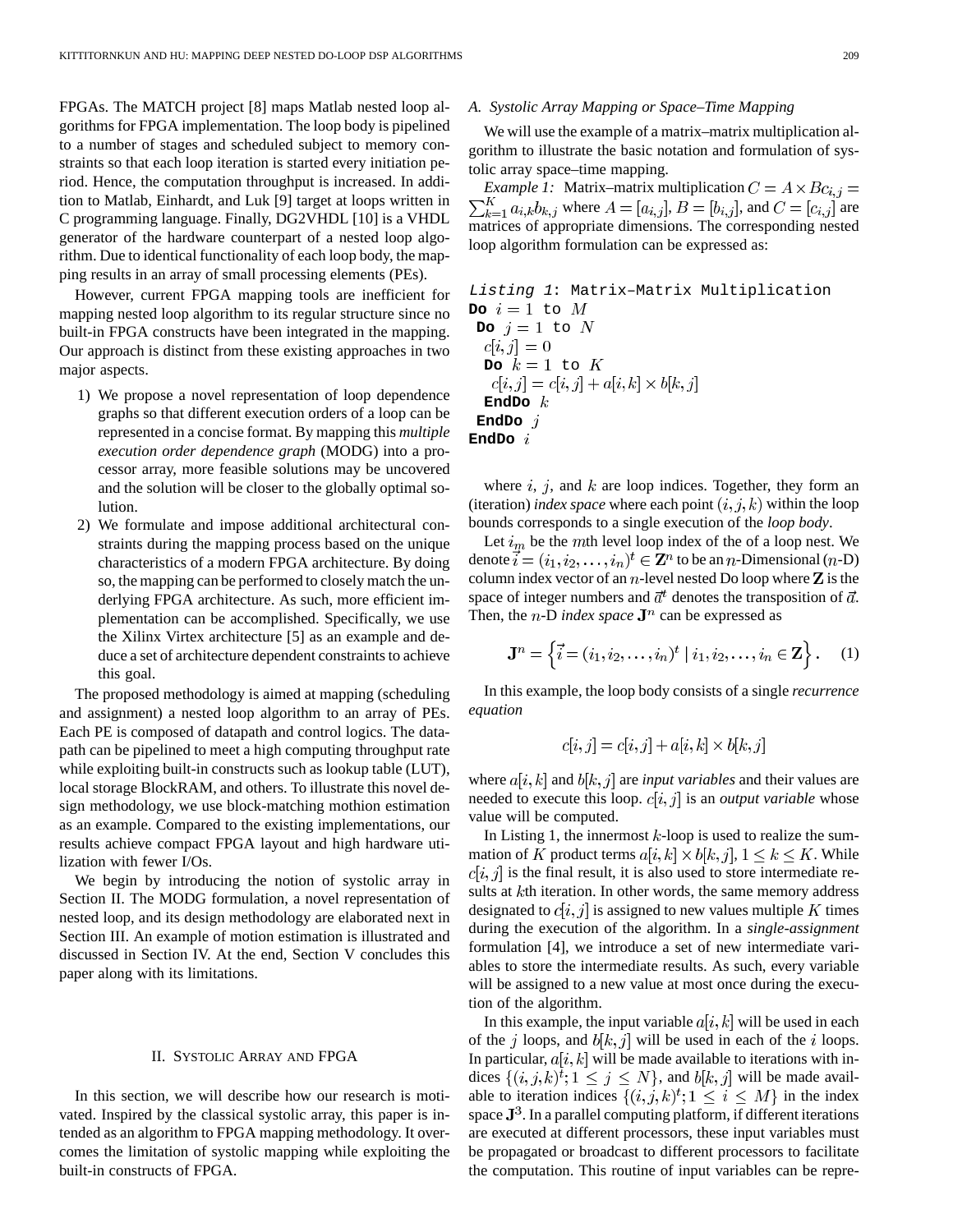FPGAs. The MATCH project [8] maps Matlab nested loop algorithms for FPGA implementation. The loop body is pipelined to a number of stages and scheduled subject to memory constraints so that each loop iteration is started every initiation period. Hence, the computation throughput is increased. In addition to Matlab, Einhardt, and Luk [9] target at loops written in C programming language. Finally, DG2VHDL [10] is a VHDL generator of the hardware counterpart of a nested loop algorithm. Due to identical functionality of each loop body, the mapping results in an array of small processing elements (PEs).

However, current FPGA mapping tools are inefficient for mapping nested loop algorithm to its regular structure since no built-in FPGA constructs have been integrated in the mapping. Our approach is distinct from these existing approaches in two major aspects.

1) We propose a novel representation of loop dependence graphs so that different execution orders of a loop can be represented in a concise format. By mapping this *multiple execution order dependence graph* (MODG) into a processor array, more feasible solutions may be uncovered and the solution will be closer to the globally optimal solution.
2) We formulate and impose additional architectural constraints during the mapping process based on the unique characteristics of a modern FPGA architecture. By doing so, the mapping can be performed to closely match the underlying FPGA architecture. As such, more efficient implementation can be accomplished. Specifically, we use the Xilinx Virtex architecture [5] as an example and deduce a set of architecture dependent constraints to achieve this goal.

The proposed methodology is aimed at mapping (scheduling and assignment) a nested loop algorithm to an array of PEs. Each PE is composed of datapath and control logics. The datapath can be pipelined to meet a high computing throughput rate while exploiting built-in constructs such as lookup table (LUT), local storage BlockRAM, and others. To illustrate this novel design methodology, we use block-matching mothion estimation as an example. Compared to the existing implementations, our results achieve compact FPGA layout and high hardware utilization with fewer I/Os.

We begin by introducing the notion of systolic array in Section II. The MODG formulation, a novel representation of nested loop, and its design methodology are elaborated next in Section III. An example of motion estimation is illustrated and discussed in Section IV. At the end, Section V concludes this paper along with its limitations.

## II. Systolic Array and FPGA

In this section, we will describe how our research is motivated. Inspired by the classical systolic array, this paper is intended as an algorithm to FPGA mapping methodology. It overcomes the limitation of systolic mapping while exploiting the built-in constructs of FPGA.

### A. Systolic Array Mapping or Space–Time Mapping

We will use the example of a matrix–matrix multiplication algorithm to illustrate the basic notation and formulation of systolic array space–time mapping.

*Example 1:* Matrix–matrix multiplication $C = A \times B c_{i,j} = \sum_{k=1}^{K} a_{i,k} b_{k,j}$ where $A = [a_{i,j}]$, $B = [b_{i,j}]$, and $C = [c_{i,j}]$ are matrices of appropriate dimensions. The corresponding nested loop algorithm formulation can be expressed as:

```
Listing 1: Matrix–Matrix Multiplication
Do i = 1 to M
 Do j = 1 to N
  c[i,j] = 0
  Do k = 1 to K
   c[i,j] = c[i,j] + a[i,k] × b[k,j]
  EndDo k
 EndDo j
EndDo i
```

where $i$, $j$, and $k$ are loop indices. Together, they form an (iteration) *index space* where each point $(i, j, k)$ within the loop bounds corresponds to a single execution of the *loop body*.

Let $i_m$ be the $m$th level loop index of the of a loop nest. We denote $\vec{i} = (i_1, i_2, \ldots, i_n)^t \in \mathbf{Z}^n$ to be an $n$-Dimensional ($n$-D) column index vector of an $n$-level nested Do loop where $\mathbf{Z}$ is the space of integer numbers and $\vec{a}^t$ denotes the transposition of $\vec{a}$. Then, the $n$-D *index space* $\mathbf{J}^n$ can be expressed as

$$\mathbf{J}^n = \left\{ \vec{i} = (i_1, i_2, \ldots, i_n)^t \mid i_1, i_2, \ldots, i_n \in \mathbf{Z} \right\}. \quad (1)$$

In this example, the loop body consists of a single *recurrence equation*

$$c[i,j] = c[i,j] + a[i,k] \times b[k,j]$$

where $a[i,k]$ and $b[k,j]$ are *input variables* and their values are needed to execute this loop. $c[i,j]$ is an *output variable* whose value will be computed.

In Listing 1, the innermost $k$-loop is used to realize the summation of $K$ product terms $a[i,k] \times b[k,j], 1 \le k \le K$. While $c[i,j]$ is the final result, it is also used to store intermediate results at $k$th iteration. In other words, the same memory address designated to $c[i,j]$ is assigned to new values multiple $K$ times during the execution of the algorithm. In a *single-assignment* formulation [4], we introduce a set of new intermediate variables to store the intermediate results. As such, every variable will be assigned to a new value at most once during the execution of the algorithm.

In this example, the input variable $a[i,k]$ will be used in each of the $j$ loops, and $b[k,j]$ will be used in each of the $i$ loops. In particular, $a[i,k]$ will be made available to iterations with indices $\{(i,j,k)^t; 1 \le j \le N\}$, and $b[k,j]$ will be made available to iteration indices $\{(i,j,k)^t; 1 \le i \le M\}$ in the index space $\mathbf{J}^3$. In a parallel computing platform, if different iterations are executed at different processors, these input variables must be propagated or broadcast to different processors to facilitate the computation. This routine of input variables can be repre-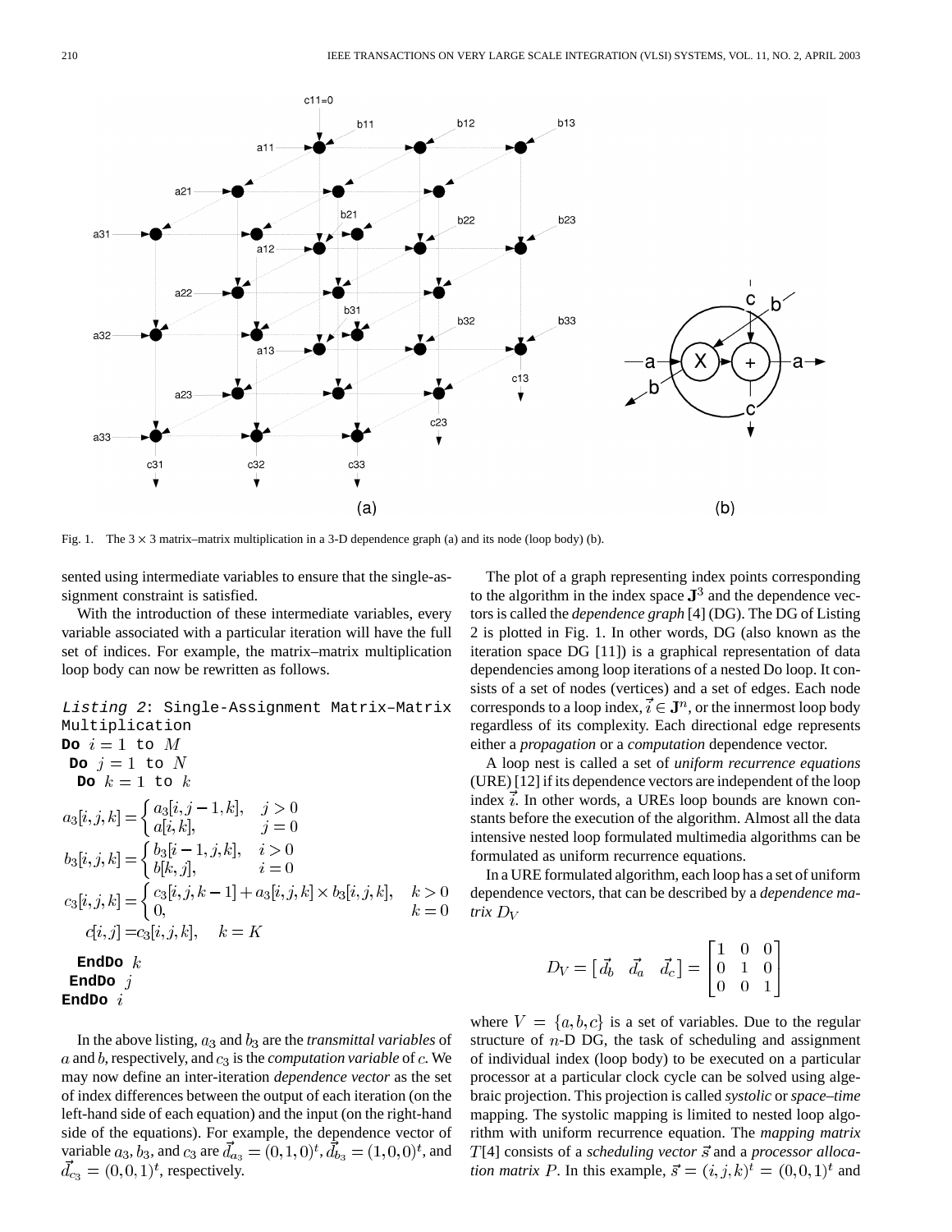Fig. 1. The $3 \times 3$ matrix–matrix multiplication in a 3-D dependence graph (a) and its node (loop body) (b).

sented using intermediate variables to ensure that the single-assignment constraint is satisfied.

With the introduction of these intermediate variables, every variable associated with a particular iteration will have the full set of indices. For example, the matrix–matrix multiplication loop body can now be rewritten as follows.

*Listing 2*: Single-Assignment Matrix–Matrix Multiplication

**Do** $i = 1$ to $M$

 **Do** $j = 1$ to $N$

  **Do** $k = 1$ to $k$

$$a_3[i,j,k] = \begin{cases} a_3[i,j-1,k], & j > 0 \\ a[i,k], & j = 0 \end{cases}$$

$$b_3[i,j,k] = \begin{cases} b_3[i-1,j,k], & i > 0 \\ b[k,j], & i = 0 \end{cases}$$

$$c_3[i,j,k] = \begin{cases} c_3[i,j,k-1] + a_3[i,j,k] \times b_3[i,j,k], & k > 0 \\ 0, & k = 0 \end{cases}$$

$$c[i,j] = c_3[i,j,k], \quad k = K$$

  **EndDo** $k$

 **EndDo** $j$

**EndDo** $i$

In the above listing, $a_3$ and $b_3$ are the *transmittal variables* of $a$ and $b$, respectively, and $c_3$ is the *computation variable* of $c$. We may now define an inter-iteration *dependence vector* as the set of index differences between the output of each iteration (on the left-hand side of each equation) and the input (on the right-hand side of the equations). For example, the dependence vector of variable $a_3$, $b_3$, and $c_3$ are $\vec{d}_{a_3} = (0,1,0)^t$, $\vec{d}_{b_3} = (1,0,0)^t$, and $\vec{d}_{c_3} = (0,0,1)^t$, respectively.

The plot of a graph representing index points corresponding to the algorithm in the index space $\mathbf{J}^3$ and the dependence vectors is called the *dependence graph* [4] (DG). The DG of Listing 2 is plotted in Fig. 1. In other words, DG (also known as the iteration space DG [11]) is a graphical representation of data dependencies among loop iterations of a nested Do loop. It consists of a set of nodes (vertices) and a set of edges. Each node corresponds to a loop index, $\vec{i} \in \mathbf{J}^n$, or the innermost loop body regardless of its complexity. Each directional edge represents either a *propagation* or a *computation* dependence vector.

A loop nest is called a set of *uniform recurrence equations* (URE) [12] if its dependence vectors are independent of the loop index $\vec{i}$. In other words, a UREs loop bounds are known constants before the execution of the algorithm. Almost all the data intensive nested loop formulated multimedia algorithms can be formulated as uniform recurrence equations.

In a URE formulated algorithm, each loop has a set of uniform dependence vectors, that can be described by a *dependence matrix* $D_V$

$$D_V = \begin{bmatrix} \vec{d}_b & \vec{d}_a & \vec{d}_c \end{bmatrix} = \begin{bmatrix} 1 & 0 & 0 \\ 0 & 1 & 0 \\ 0 & 0 & 1 \end{bmatrix}$$

where $V = \{a, b, c\}$ is a set of variables. Due to the regular structure of $n$-D DG, the task of scheduling and assignment of individual index (loop body) to be executed on a particular processor at a particular clock cycle can be solved using algebraic projection. This projection is called *systolic* or *space–time* mapping. The systolic mapping is limited to nested loop algorithm with uniform recurrence equation. The *mapping matrix* $T$[4] consists of a *scheduling vector* $\vec{s}$ and a *processor allocation matrix* $P$. In this example, $\vec{s} = (i,j,k)^t = (0,0,1)^t$ and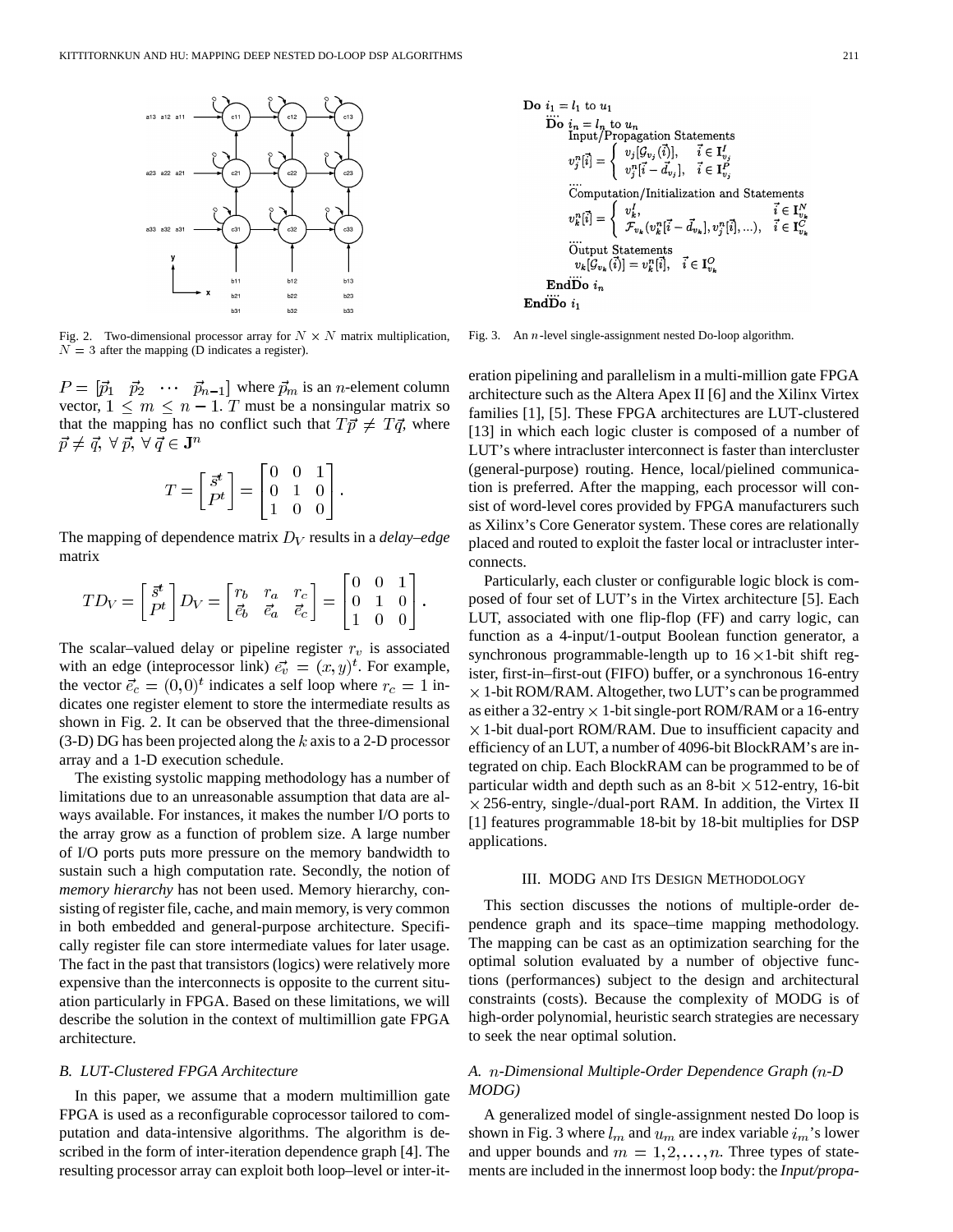Fig. 2. Two-dimensional processor array for $N \times N$ matrix multiplication, $N = 3$ after the mapping (D indicates a register).

$P = [\vec{p}_1 \quad \vec{p}_2 \quad \cdots \quad \vec{p}_{n-1}]$ where $\vec{p}_m$ is an $n$-element column vector, $1 \leq m \leq n-1$. $T$ must be a nonsingular matrix so that the mapping has no conflict such that $T\vec{p} \neq T\vec{q}$, where $\vec{p} \neq \vec{q}, \forall \vec{p}, \forall \vec{q} \in \mathbf{J}^n$

$$T = \begin{bmatrix} \vec{s}^t \\ P^t \end{bmatrix} = \begin{bmatrix} 0 & 0 & 1 \\ 0 & 1 & 0 \\ 1 & 0 & 0 \end{bmatrix}.$$

The mapping of dependence matrix $D_V$ results in a *delay–edge* matrix

$$TD_V = \begin{bmatrix} \vec{s}^t \\ P^t \end{bmatrix} D_V = \begin{bmatrix} r_b & r_a & r_c \\ \vec{e}_b & \vec{e}_a & \vec{e}_c \end{bmatrix} = \begin{bmatrix} 0 & 0 & 1 \\ 0 & 1 & 0 \\ 1 & 0 & 0 \end{bmatrix}.$$

The scalar–valued delay or pipeline register $r_v$ is associated with an edge (inteprocessor link) $\vec{e_v} = (x,y)^t$. For example, the vector $\vec{e}_c = (0,0)^t$ indicates a self loop where $r_c = 1$ indicates one register element to store the intermediate results as shown in Fig. 2. It can be observed that the three-dimensional (3-D) DG has been projected along the $k$ axis to a 2-D processor array and a 1-D execution schedule.

The existing systolic mapping methodology has a number of limitations due to an unreasonable assumption that data are always available. For instances, it makes the number I/O ports to the array grow as a function of problem size. A large number of I/O ports puts more pressure on the memory bandwidth to sustain such a high computation rate. Secondly, the notion of *memory hierarchy* has not been used. Memory hierarchy, consisting of register file, cache, and main memory, is very common in both embedded and general-purpose architecture. Specifically register file can store intermediate values for later usage. The fact in the past that transistors (logics) were relatively more expensive than the interconnects is opposite to the current situation particularly in FPGA. Based on these limitations, we will describe the solution in the context of multimillion gate FPGA architecture.

### B. LUT-Clustered FPGA Architecture

In this paper, we assume that a modern multimillion gate FPGA is used as a reconfigurable coprocessor tailored to computation and data-intensive algorithms. The algorithm is described in the form of inter-iteration dependence graph [4]. The resulting processor array can exploit both loop–level or inter-iteration pipelining and parallelism in a multi-million gate FPGA architecture such as the Altera Apex II [6] and the Xilinx Virtex families [1], [5]. These FPGA architectures are LUT-clustered [13] in which each logic cluster is composed of a number of LUT's where intracluster interconnect is faster than intercluster (general-purpose) routing. Hence, local/pielined communication is preferred. After the mapping, each processor will consist of word-level cores provided by FPGA manufacturers such as Xilinx's Core Generator system. These cores are relationally placed and routed to exploit the faster local or intracluster interconnects.

Particularly, each cluster or configurable logic block is composed of four set of LUT's in the Virtex architecture [5]. Each LUT, associated with one flip-flop (FF) and carry logic, can function as a 4-input/1-output Boolean function generator, a synchronous programmable-length up to $16 \times 1$-bit shift register, first-in–first-out (FIFO) buffer, or a synchronous 16-entry $\times$ 1-bit ROM/RAM. Altogether, two LUT's can be programmed as either a 32-entry $\times$ 1-bit single-port ROM/RAM or a 16-entry $\times$ 1-bit dual-port ROM/RAM. Due to insufficient capacity and efficiency of an LUT, a number of 4096-bit BlockRAM's are integrated on chip. Each BlockRAM can be programmed to be of particular width and depth such as an 8-bit $\times$ 512-entry, 16-bit $\times$ 256-entry, single-/dual-port RAM. In addition, the Virtex II [1] features programmable 18-bit by 18-bit multiplies for DSP applications.

```
Do i_1 = l_1 to u_1
 ....
 Do i_n = l_n to u_n
   Input/Propagation Statements
   v_j^n[i] = { v_j[G_{v_j}(i)],      i ∈ I^I_{v_j}
              { v_j^n[i - d_{v_j}],   i ∈ I^P_{v_j}
   ....
   Computation/Initialization and Statements
   v_k^n[i] = { v_k^I,                                   i ∈ I^N_{v_k}
              { F_{v_k}(v_k^n[i - d_{v_k}], v_j^n[i], ...),  i ∈ I^C_{v_k}
   ....
   Output Statements
   v_k[G_{v_k}(i)] = v_k^n[i],   i ∈ I^O_{v_k}
 EndDo i_n
 ....
EndDo i_1
```

Fig. 3. An $n$-level single-assignment nested Do-loop algorithm.

## III. MODG and Its Design Methodology

This section discusses the notions of multiple-order dependence graph and its space–time mapping methodology. The mapping can be cast as an optimization searching for the optimal solution evaluated by a number of objective functions (performances) subject to the design and architectural constraints (costs). Because the complexity of MODG is of high-order polynomial, heuristic search strategies are necessary to seek the near optimal solution.

### A. $n$-Dimensional Multiple-Order Dependence Graph ($n$-D MODG)

A generalized model of single-assignment nested Do loop is shown in Fig. 3 where $l_m$ and $u_m$ are index variable $i_m$'s lower and upper bounds and $m = 1, 2, \ldots, n$. Three types of statements are included in the innermost loop body: the *Input/propa-*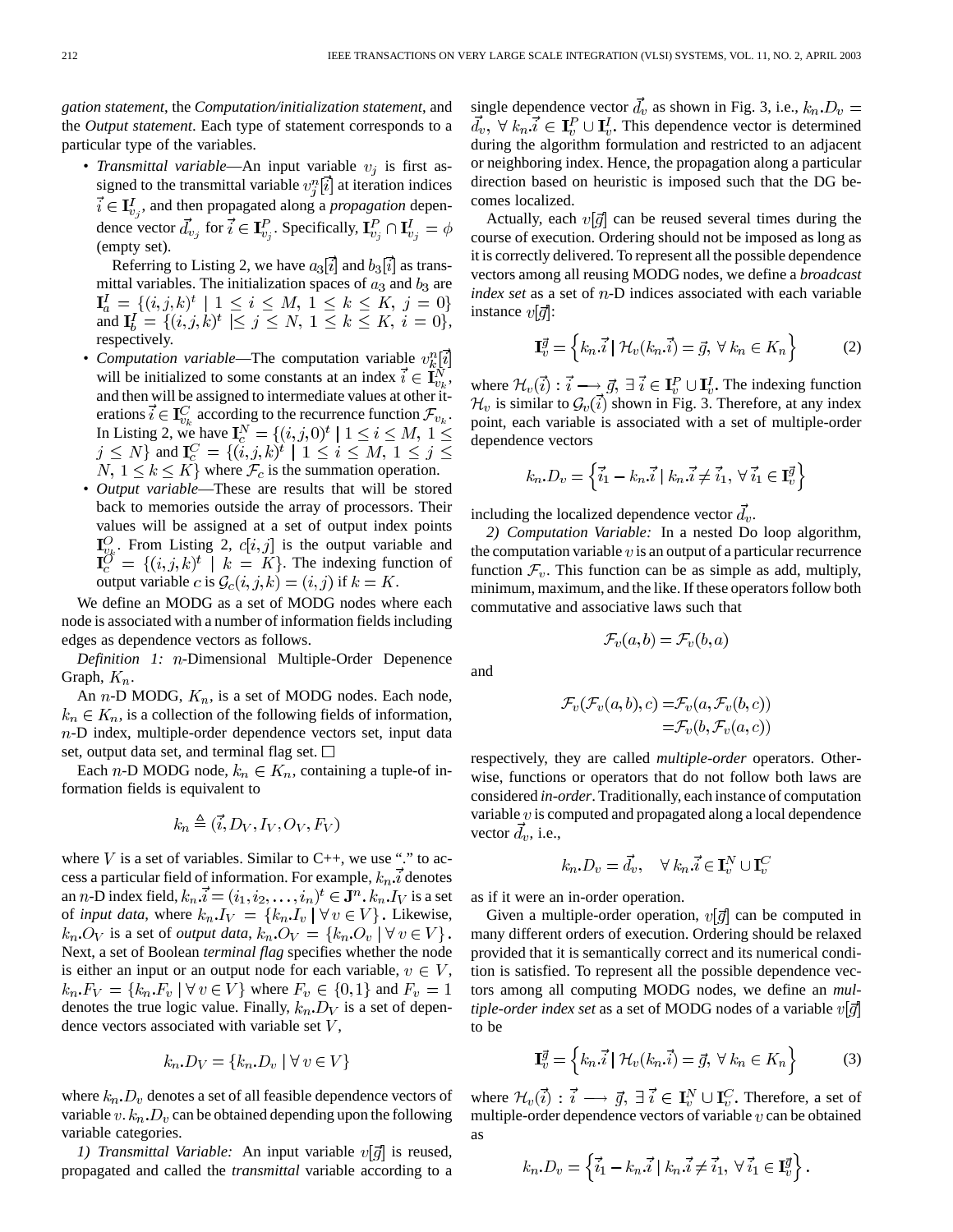*gation statement*, the *Computation/initialization statement*, and the *Output statement*. Each type of statement corresponds to a particular type of the variables.

- *Transmittal variable*—An input variable $v_j$ is first assigned to the transmittal variable $v_j^n[\vec{i}]$ at iteration indices $\vec{i} \in \mathbf{I}_{v_j}^I$, and then propagated along a *propagation* dependence vector $\vec{d}_{v_j}$ for $\vec{i} \in \mathbf{I}_{v_j}^P$. Specifically, $\mathbf{I}_{v_j}^P \cap \mathbf{I}_{v_j}^I = \phi$ (empty set).

  Referring to Listing 2, we have $a_3[\vec{i}]$ and $b_3[\vec{i}]$ as transmittal variables. The initialization spaces of $a_3$ and $b_3$ are $\mathbf{I}_a^I = \{(i,j,k)^t \mid 1 \leq i \leq M,\ 1 \leq k \leq K,\ j = 0\}$ and $\mathbf{I}_b^I = \{(i,j,k)^t \mid \leq j \leq N,\ 1 \leq k \leq K,\ i = 0\}$, respectively.
- *Computation variable*—The computation variable $v_k^n[\vec{i}]$ will be initialized to some constants at an index $\vec{i} \in \mathbf{I}_{v_k}^N$, and then will be assigned to intermediate values at other iterations $\vec{i} \in \mathbf{I}_{v_k}^C$ according to the recurrence function $\mathcal{F}_{v_k}$. In Listing 2, we have $\mathbf{I}_c^N = \{(i,j,0)^t \mid 1 \leq i \leq M,\ 1 \leq j \leq N\}$ and $\mathbf{I}_c^C = \{(i,j,k)^t \mid 1 \leq i \leq M,\ 1 \leq j \leq N,\ 1 \leq k \leq K\}$ where $\mathcal{F}_c$ is the summation operation.
- *Output variable*—These are results that will be stored back to memories outside the array of processors. Their values will be assigned at a set of output index points $\mathbf{I}_{v_k}^O$. From Listing 2, $c[i,j]$ is the output variable and $\mathbf{I}_c^O = \{(i,j,k)^t \mid k = K\}$. The indexing function of output variable $c$ is $\mathcal{G}_c(i,j,k) = (i,j)$ if $k = K$.

We define an MODG as a set of MODG nodes where each node is associated with a number of information fields including edges as dependence vectors as follows.

*Definition 1: $n$-*Dimensional Multiple-Order Depenence Graph, $K_n$.

An $n$-D MODG, $K_n$, is a set of MODG nodes. Each node, $k_n \in K_n$, is a collection of the following fields of information, $n$-D index, multiple-order dependence vectors set, input data set, output data set, and terminal flag set. □

Each $n$-D MODG node, $k_n \in K_n$, containing a tuple-of information fields is equivalent to

$$k_n \triangleq (\vec{i}, D_V, I_V, O_V, F_V)$$

where $V$ is a set of variables. Similar to C++, we use "." to access a particular field of information. For example, $k_n.\vec{i}$ denotes an $n$-D index field, $k_n.\vec{i} = (i_1, i_2, \ldots, i_n)^t \in \mathbf{J}^n$. $k_n.I_V$ is a set of *input data*, where $k_n.I_V = \{k_n.I_v \mid \forall v \in V\}$. Likewise, $k_n.O_V$ is a set of *output data*, $k_n.O_V = \{k_n.O_v \mid \forall v \in V\}$. Next, a set of Boolean *terminal flag* specifies whether the node is either an input or an output node for each variable, $v \in V$, $k_n.F_V = \{k_n.F_v \mid \forall v \in V\}$ where $F_v \in \{0,1\}$ and $F_v = 1$ denotes the true logic value. Finally, $k_n.D_V$ is a set of dependence vectors associated with variable set $V$,

$$k_n.D_V = \{k_n.D_v \mid \forall v \in V\}$$

where $k_n.D_v$ denotes a set of all feasible dependence vectors of variable $v$. $k_n.D_v$ can be obtained depending upon the following variable categories.

*1) Transmittal Variable:* An input variable $v[\vec{g}]$ is reused, propagated and called the *transmittal* variable according to a single dependence vector $\vec{d}_v$ as shown in Fig. 3, i.e., $k_n.D_v = \vec{d}_v,\ \forall\, k_n.\vec{i} \in \mathbf{I}_v^P \cup \mathbf{I}_v^I$. This dependence vector is determined during the algorithm formulation and restricted to an adjacent or neighboring index. Hence, the propagation along a particular direction based on heuristic is imposed such that the DG becomes localized.

Actually, each $v[\vec{g}]$ can be reused several times during the course of execution. Ordering should not be imposed as long as it is correctly delivered. To represent all the possible dependence vectors among all reusing MODG nodes, we define a *broadcast index set* as a set of $n$-D indices associated with each variable instance $v[\vec{g}]$:

$$\mathbf{I}_v^{\vec{g}} = \left\{ k_n.\vec{i} \mid \mathcal{H}_v(k_n.\vec{i}) = \vec{g},\ \forall\, k_n \in K_n \right\} \tag{2}$$

where $\mathcal{H}_v(\vec{i}) : \vec{i} \longrightarrow \vec{g},\ \exists\, \vec{i} \in \mathbf{I}_v^P \cup \mathbf{I}_v^I$. The indexing function $\mathcal{H}_v$ is similar to $\mathcal{G}_v(\vec{i})$ shown in Fig. 3. Therefore, at any index point, each variable is associated with a set of multiple-order dependence vectors

$$k_n.D_v = \left\{ \vec{i}_1 - k_n.\vec{i} \mid k_n.\vec{i} \neq \vec{i}_1,\ \forall\, \vec{i}_1 \in \mathbf{I}_v^{\vec{g}} \right\}$$

including the localized dependence vector $\vec{d}_v$.

*2) Computation Variable:* In a nested Do loop algorithm, the computation variable $v$ is an output of a particular recurrence function $\mathcal{F}_v$. This function can be as simple as add, multiply, minimum, maximum, and the like. If these operators follow both commutative and associative laws such that

$$\mathcal{F}_v(a,b) = \mathcal{F}_v(b,a)$$

and

$$\begin{aligned}\mathcal{F}_v(\mathcal{F}_v(a,b),c) &= \mathcal{F}_v(a,\mathcal{F}_v(b,c)) \\ &= \mathcal{F}_v(b,\mathcal{F}_v(a,c))\end{aligned}$$

respectively, they are called *multiple-order* operators. Otherwise, functions or operators that do not follow both laws are considered *in-order*. Traditionally, each instance of computation variable $v$ is computed and propagated along a local dependence vector $\vec{d}_v$, i.e.,

$$k_n.D_v = \vec{d}_v, \quad \forall\, k_n.\vec{i} \in \mathbf{I}_v^N \cup \mathbf{I}_v^C$$

as if it were an in-order operation.

Given a multiple-order operation, $v[\vec{g}]$ can be computed in many different orders of execution. Ordering should be relaxed provided that it is semantically correct and its numerical condition is satisfied. To represent all the possible dependence vectors among all computing MODG nodes, we define an *multiple-order index set* as a set of MODG nodes of a variable $v[\vec{g}]$ to be

$$\mathbf{I}_v^{\vec{g}} = \left\{ k_n.\vec{i} \mid \mathcal{H}_v(k_n.\vec{i}) = \vec{g},\ \forall\, k_n \in K_n \right\} \tag{3}$$

where $\mathcal{H}_v(\vec{i}) : \vec{i} \longrightarrow \vec{g},\ \exists\, \vec{i} \in \mathbf{I}_v^N \cup \mathbf{I}_v^C$. Therefore, a set of multiple-order dependence vectors of variable $v$ can be obtained as

$$k_n.D_v = \left\{ \vec{i}_1 - k_n.\vec{i} \mid k_n.\vec{i} \neq \vec{i}_1,\ \forall\, \vec{i}_1 \in \mathbf{I}_v^{\vec{g}} \right\}.$$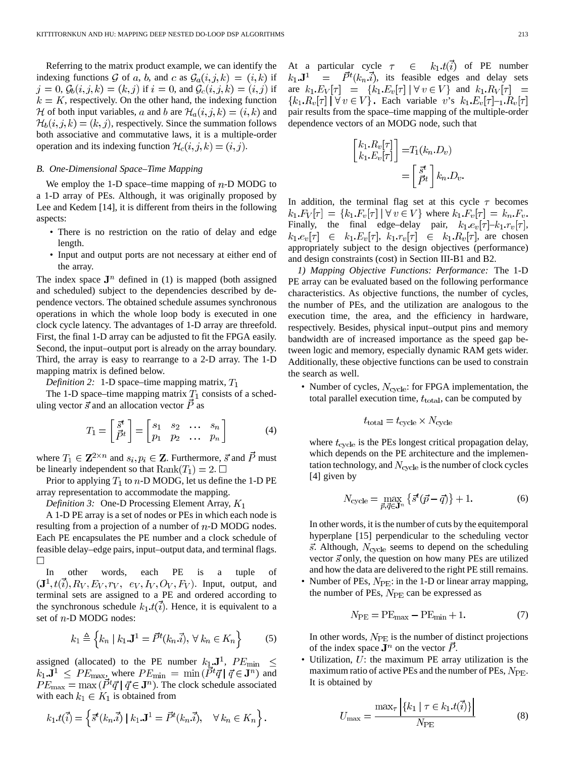Referring to the matrix product example, we can identify the indexing functions $\mathcal{G}$ of $a$, $b$, and $c$ as $\mathcal{G}_a(i,j,k) = (i,k)$ if $j = 0$, $\mathcal{G}_b(i,j,k) = (k,j)$ if $i = 0$, and $\mathcal{G}_c(i,j,k) = (i,j)$ if $k = K$, respectively. On the other hand, the indexing function $\mathcal{H}$ of both input variables, $a$ and $b$ are $\mathcal{H}_a(i,j,k) = (i,k)$ and $\mathcal{H}_b(i,j,k) = (k,j)$, respectively. Since the summation follows both associative and commutative laws, it is a multiple-order operation and its indexing function $\mathcal{H}_c(i,j,k) = (i,j)$.

### B. One-Dimensional Space–Time Mapping

We employ the 1-D space–time mapping of $n$-D MODG to a 1-D array of PEs. Although, it was originally proposed by Lee and Kedem [14], it is different from theirs in the following aspects:

- There is no restriction on the ratio of delay and edge length.
- Input and output ports are not necessary at either end of the array.

The index space $\mathbf{J}^n$ defined in (1) is mapped (both assigned and scheduled) subject to the dependencies described by dependence vectors. The obtained schedule assumes synchronous operations in which the whole loop body is executed in one clock cycle latency. The advantages of 1-D array are threefold. First, the final 1-D array can be adjusted to fit the FPGA easily. Second, the input–output port is already on the array boundary. Third, the array is easy to rearrange to a 2-D array. The 1-D mapping matrix is defined below.

*Definition 2:* 1-D space–time mapping matrix, $T_1$

The 1-D space–time mapping matrix $T_1$ consists of a scheduling vector $\vec{s}$ and an allocation vector $\vec{P}$ as

$$T_1 = \begin{bmatrix} \vec{s}^t \\ \vec{P}^t \end{bmatrix} = \begin{bmatrix} s_1 & s_2 & \dots & s_n \\ p_1 & p_2 & \dots & p_n \end{bmatrix} \tag{4}$$

where $T_1 \in \mathbf{Z}^{2\times n}$ and $s_i, p_i \in \mathbf{Z}$. Furthermore, $\vec{s}$ and $\vec{P}$ must be linearly independent so that $\text{Rank}(T_1) = 2$. □

Prior to applying $T_1$ to $n$-D MODG, let us define the 1-D PE array representation to accommodate the mapping.

*Definition 3:* One-D Processing Element Array, $K_1$

A 1-D PE array is a set of nodes or PEs in which each node is resulting from a projection of a number of $n$-D MODG nodes. Each PE encapsulates the PE number and a clock schedule of feasible delay–edge pairs, input–output data, and terminal flags. □

In other words, each PE is a tuple of $(\mathbf{J}^1, t(\vec{i}), R_V, E_V, r_V, \ e_V, I_V, O_V, F_V)$. Input, output, and terminal sets are assigned to a PE and ordered according to the synchronous schedule $k_1.t(\vec{i})$. Hence, it is equivalent to a set of $n$-D MODG nodes:

$$k_1 \triangleq \left\{ k_n \mid k_1.\mathbf{J}^1 = \vec{P}^t(k_n.\vec{i}), \ \forall\, k_n \in K_n \right\} \tag{5}$$

assigned (allocated) to the PE number $k_1.\mathbf{J}^1$, $PE_{\min} \le k_1.\mathbf{J}^1 \le PE_{\max}$, where $PE_{\min} = \min(\vec{P}^t\vec{q} \mid \vec{q} \in \mathbf{J}^n)$ and $PE_{\max} = \max(\vec{P}^t\vec{q} \mid \vec{q} \in \mathbf{J}^n)$. The clock schedule associated with each $k_1 \in K_1$ is obtained from

$$k_1.t(\vec{i}) = \left\{ \vec{s}^t(k_n.\vec{i}) \mid k_1.\mathbf{J}^1 = \vec{P}^t(k_n.\vec{i}), \quad \forall\, k_n \in K_n \right\}.$$

At a particular cycle $\tau \in k_1.t(\vec{i})$ of PE number $k_1.\mathbf{J}^1 = \vec{P}^t(k_n.\vec{i})$, its feasible edges and delay sets are $k_1.E_V[\tau] = \{k_1.E_v[\tau] \mid \forall\, v \in V\}$ and $k_1.R_V[\tau] = \{k_1.R_v[\tau] \mid \forall\, v \in V\}$. Each variable $v$'s $k_1.E_v[\tau]$–$k_1.R_v[\tau]$ pair results from the space–time mapping of the multiple-order dependence vectors of an MODG node, such that

$$\begin{bmatrix} k_1.R_v[\tau] \\ k_1.E_v[\tau] \end{bmatrix} = T_1(k_n.D_v) = \begin{bmatrix} \vec{s}^t \\ \vec{P}^t \end{bmatrix} k_n.D_v.$$

In addition, the terminal flag set at this cycle $\tau$ becomes $k_1.F_V[\tau] = \{k_1.F_v[\tau] \mid \forall\, v \in V\}$ where $k_1.F_v[\tau] = k_n.F_v$. Finally, the final edge–delay pair, $k_1.e_v[\tau]$–$k_1.r_v[\tau]$, $k_1.e_v[\tau] \in k_1.E_v[\tau]$, $k_1.r_v[\tau] \in k_1.R_v[\tau]$, are chosen appropriately subject to the design objectives (performance) and design constraints (cost) in Section III-B1 and B2.

*1) Mapping Objective Functions: Performance:* The 1-D PE array can be evaluated based on the following performance characteristics. As objective functions, the number of cycles, the number of PEs, and the utilization are analogous to the execution time, the area, and the efficiency in hardware, respectively. Besides, physical input–output pins and memory bandwidth are of increased importance as the speed gap between logic and memory, especially dynamic RAM gets wider. Additionally, these objective functions can be used to constrain the search as well.

- Number of cycles, $N_{\text{cycle}}$: for FPGA implementation, the total parallel execution time, $t_{\text{total}}$, can be computed by

$$t_{\text{total}} = t_{\text{cycle}} \times N_{\text{cycle}}$$

  where $t_{\text{cycle}}$ is the PEs longest critical propagation delay, which depends on the PE architecture and the implementation technology, and $N_{\text{cycle}}$ is the number of clock cycles [4] given by

$$N_{\text{cycle}} = \max_{\vec{p},\vec{q} \in \mathbf{J}^n} \left\{ \vec{s}^t(\vec{p} - \vec{q}) \right\} + 1. \tag{6}$$

  In other words, it is the number of cuts by the equitemporal hyperplane [15] perpendicular to the scheduling vector $\vec{s}$. Although, $N_{\text{cycle}}$ seems to depend on the scheduling vector $\vec{s}$ only, the question on how many PEs are utilized and how the data are delivered to the right PE still remains.

- Number of PEs, $N_{\text{PE}}$: in the 1-D or linear array mapping, the number of PEs, $N_{\text{PE}}$ can be expressed as

$$N_{\text{PE}} = \text{PE}_{\max} - \text{PE}_{\min} + 1. \tag{7}$$

  In other words, $N_{\text{PE}}$ is the number of distinct projections of the index space $\mathbf{J}^n$ on the vector $\vec{P}$.

- Utilization, $U$: the maximum PE array utilization is the maximum ratio of active PEs and the number of PEs, $N_{\text{PE}}$. It is obtained by

$$U_{\max} = \frac{\max_{\tau} \left| \{ k_1 \mid \tau \in k_1.t(\vec{i}) \} \right|}{N_{\text{PE}}} \tag{8}$$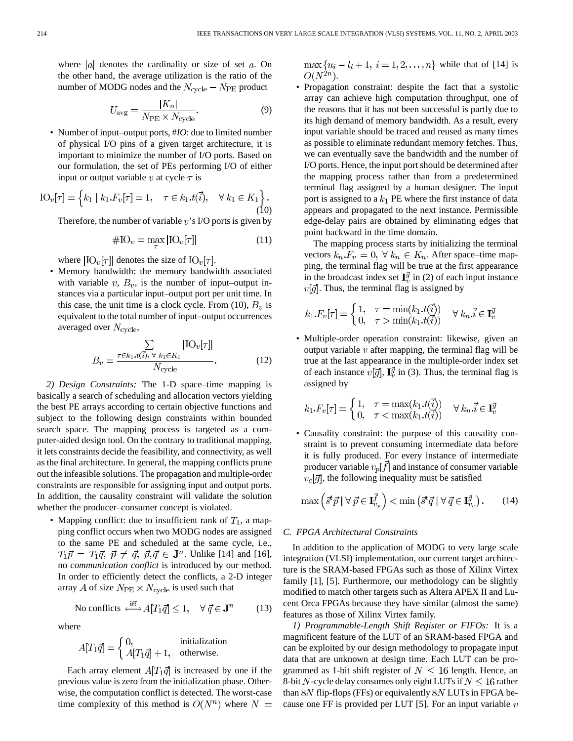where $|a|$ denotes the cardinality or size of set $a$. On the other hand, the average utilization is the ratio of the number of MODG nodes and the $N_{\text{cycle}} - N_{\text{PE}}$ product

$$U_{\text{avg}} = \frac{|K_n|}{N_{\text{PE}} \times N_{\text{cycle}}}. \tag{9}$$

- Number of input–output ports, *#IO*: due to limited number of physical I/O pins of a given target architecture, it is important to minimize the number of I/O ports. Based on our formulation, the set of PEs performing I/O of either input or output variable $v$ at cycle $\tau$ is

$$\text{IO}_v[\tau] = \left\{ k_1 \mid k_1.F_v[\tau] = 1, \quad \tau \in k_1.t(\vec{i}), \quad \forall\, k_1 \in K_1 \right\}. \tag{10}$$

Therefore, the number of variable $v$'s I/O ports is given by

$$\#\text{IO}_v = \max_{\tau} |\text{IO}_v[\tau]| \tag{11}$$

where $|\text{IO}_v[\tau]|$ denotes the size of $\text{IO}_v[\tau]$.

- Memory bandwidth: the memory bandwidth associated with variable $v$, $B_v$, is the number of input–output instances via a particular input–output port per unit time. In this case, the unit time is a clock cycle. From (10), $B_v$ is equivalent to the total number of input–output occurrences averaged over $N_{\text{cycle}}$,

$$B_v = \frac{\sum_{\tau \in k_1.t(\vec{i}),\ \forall\, k_1 \in K_1} |\text{IO}_v[\tau]|}{N_{\text{cycle}}}. \tag{12}$$

*2) Design Constraints:* The 1-D space–time mapping is basically a search of scheduling and allocation vectors yielding the best PE arrays according to certain objective functions and subject to the following design constraints within bounded search space. The mapping process is targeted as a computer-aided design tool. On the contrary to traditional mapping, it lets constraints decide the feasibility, and connectivity, as well as the final architecture. In general, the mapping conflicts prune out the infeasible solutions. The propagation and multiple-order constraints are responsible for assigning input and output ports. In addition, the causality constraint will validate the solution whether the producer–consumer concept is violated.

- Mapping conflict: due to insufficient rank of $T_1$, a mapping conflict occurs when two MODG nodes are assigned to the same PE and scheduled at the same cycle, i.e., $T_1\vec{p} = T_1\vec{q}$, $\vec{p} \neq \vec{q}$, $\vec{p}, \vec{q} \in \mathbf{J}^n$. Unlike [14] and [16], no *communication conflict* is introduced by our method. In order to efficiently detect the conflicts, a 2-D integer array $A$ of size $N_{\text{PE}} \times N_{\text{cycle}}$ is used such that

$$\text{No conflicts} \overset{\text{iff}}{\longleftrightarrow} A[T_1\vec{q}] \leq 1, \quad \forall\, \vec{q} \in \mathbf{J}^n \tag{13}$$

where

$$A[T_1\vec{q}] = \begin{cases} 0, & \text{initialization} \\ A[T_1\vec{q}] + 1, & \text{otherwise.} \end{cases}$$

Each array element $A[T_1\vec{q}]$ is increased by one if the previous value is zero from the initialization phase. Otherwise, the computation conflict is detected. The worst-case time complexity of this method is $O(N^n)$ where $N = \max\{u_i - l_i + 1,\ i = 1, 2, \ldots, n\}$ while that of [14] is $O(N^{2n})$.

- Propagation constraint: despite the fact that a systolic array can achieve high computation throughput, one of the reasons that it has not been successful is partly due to its high demand of memory bandwidth. As a result, every input variable should be traced and reused as many times as possible to eliminate redundant memory fetches. Thus, we can eventually save the bandwidth and the number of I/O ports. Hence, the input port should be determined after the mapping process rather than from a predetermined terminal flag assigned by a human designer. The input port is assigned to a $k_1$ PE where the first instance of data appears and propagated to the next instance. Permissible edge-delay pairs are obtained by eliminating edges that point backward in the time domain.

  The mapping process starts by initializing the terminal vectors $k_n.F_v = 0$, $\forall\, k_n \in K_n$. After space–time mapping, the terminal flag will be true at the first appearance in the broadcast index set $\mathbf{I}_v^{\vec{g}}$ in (2) of each input instance $v[\vec{g}]$. Thus, the terminal flag is assigned by

$$k_1.F_v[\tau] = \begin{cases} 1, & \tau = \min(k_1.t(\vec{i})) \\ 0, & \tau > \min(k_1.t(\vec{i})) \end{cases} \quad \forall\, k_n.\vec{i} \in \mathbf{I}_v^{\vec{g}}$$

- Multiple-order operation constraint: likewise, given an output variable $v$ after mapping, the terminal flag will be true at the last appearance in the multiple-order index set of each instance $v[\vec{g}]$, $\mathbf{I}_v^{\vec{g}}$ in (3). Thus, the terminal flag is assigned by

$$k_1.F_v[\tau] = \begin{cases} 1, & \tau = \max(k_1.t(\vec{i})) \\ 0, & \tau < \max(k_1.t(\vec{i})) \end{cases} \quad \forall\, k_n.\vec{i} \in \mathbf{I}_v^{\vec{g}}$$

- Causality constraint: the purpose of this causality constraint is to prevent consuming intermediate data before it is fully produced. For every instance of intermediate producer variable $v_p[\vec{f}]$ and instance of consumer variable $v_c[\vec{g}]$, the following inequality must be satisfied

$$\max\left(\vec{s}^t\vec{p} \mid \forall\, \vec{p} \in \mathbf{I}_{v_p}^{\vec{f}}\right) < \min\left(\vec{s}^t\vec{q} \mid \forall\, \vec{q} \in \mathbf{I}_{v_c}^{\vec{g}}\right). \tag{14}$$

### C. FPGA Architectural Constraints

In addition to the application of MODG to very large scale integration (VLSI) implementation, our current target architecture is the SRAM-based FPGAs such as those of Xilinx Virtex family [1], [5]. Furthermore, our methodology can be slightly modified to match other targets such as Altera APEX II and Lucent Orca FPGAs because they have similar (almost the same) features as those of Xilinx Virtex family.

*1) Programmable-Length Shift Register or FIFOs:* It is a magnificent feature of the LUT of an SRAM-based FPGA and can be exploited by our design methodology to propagate input data that are unknown at design time. Each LUT can be programmed as 1-bit shift register of $N \leq 16$ length. Hence, an 8-bit $N$-cycle delay consumes only eight LUTs if $N \leq 16$ rather than $8N$ flip-flops (FFs) or equivalently $8N$ LUTs in FPGA because one FF is provided per LUT [5]. For an input variable $v$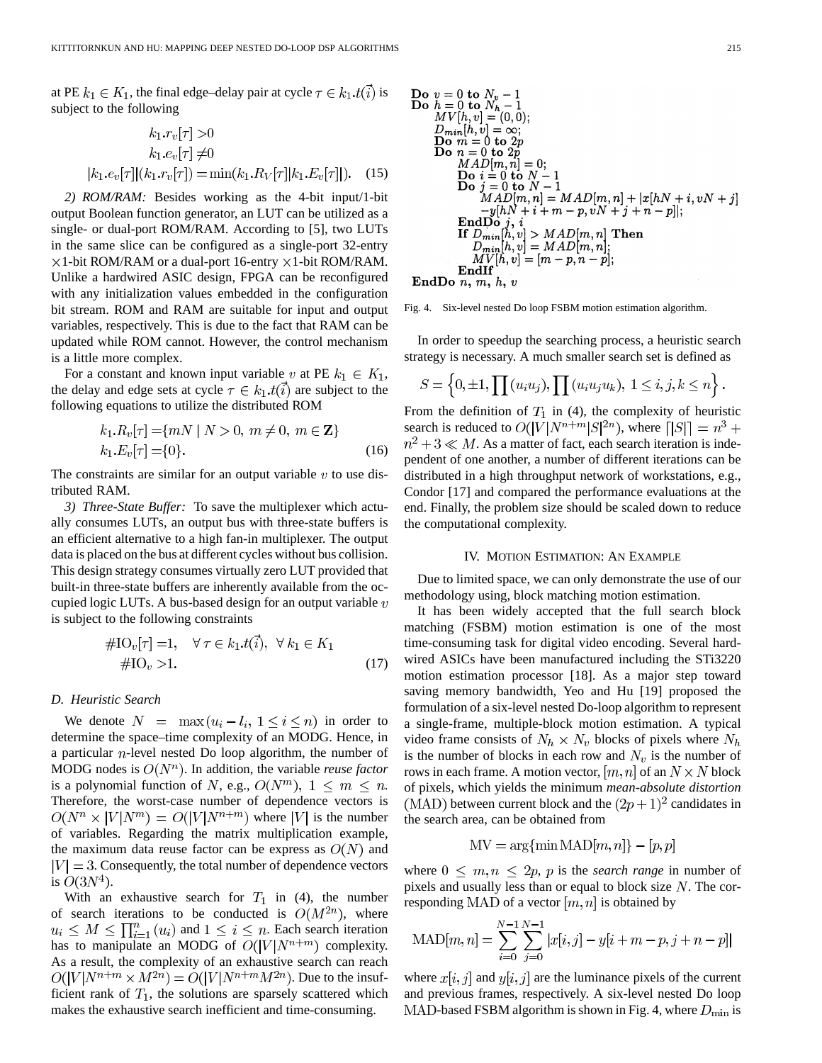at PE $k_1 \in K_1$, the final edge–delay pair at cycle $\tau \in k_1.t(\vec{i})$ is subject to the following

$$\begin{aligned} k_1.r_v[\tau] &> 0 \\ k_1.e_v[\tau] &\neq 0 \\ |k_1.e_v[\tau]|(k_1.r_v[\tau]) &= \min(k_1.R_V[\tau]|k_1.E_v[\tau]|). \end{aligned} \quad (15)$$

*2) ROM/RAM:* Besides working as the 4-bit input/1-bit output Boolean function generator, an LUT can be utilized as a single- or dual-port ROM/RAM. According to [5], two LUTs in the same slice can be configured as a single-port 32-entry $\times$1-bit ROM/RAM or a dual-port 16-entry $\times$1-bit ROM/RAM. Unlike a hardwired ASIC design, FPGA can be reconfigured with any initialization values embedded in the configuration bit stream. ROM and RAM are suitable for input and output variables, respectively. This is due to the fact that RAM can be updated while ROM cannot. However, the control mechanism is a little more complex.

For a constant and known input variable $v$ at PE $k_1 \in K_1$, the delay and edge sets at cycle $\tau \in k_1.t(\vec{i})$ are subject to the following equations to utilize the distributed ROM

$$\begin{aligned} k_1.R_v[\tau] &= \{mN \mid N > 0,\ m \neq 0,\ m \in \mathbf{Z}\} \\ k_1.E_v[\tau] &= \{0\}. \end{aligned} \quad (16)$$

The constraints are similar for an output variable $v$ to use distributed RAM.

*3) Three-State Buffer:* To save the multiplexer which actually consumes LUTs, an output bus with three-state buffers is an efficient alternative to a high fan-in multiplexer. The output data is placed on the bus at different cycles without bus collision. This design strategy consumes virtually zero LUT provided that built-in three-state buffers are inherently available from the occupied logic LUTs. A bus-based design for an output variable $v$ is subject to the following constraints

$$\begin{aligned} \#\mathrm{IO}_v[\tau] &= 1, \quad \forall\, \tau \in k_1.t(\vec{i}),\ \forall\, k_1 \in K_1 \\ \#\mathrm{IO}_v &> 1. \end{aligned} \quad (17)$$

### D. Heuristic Search

We denote $N = \max(u_i - l_i,\ 1 \le i \le n)$ in order to determine the space–time complexity of an MODG. Hence, in a particular $n$-level nested Do loop algorithm, the number of MODG nodes is $O(N^n)$. In addition, the variable *reuse factor* is a polynomial function of $N$, e.g., $O(N^m),\ 1 \le m \le n$. Therefore, the worst-case number of dependence vectors is $O(N^n \times |V|N^m) = O(|V|N^{n+m})$ where $|V|$ is the number of variables. Regarding the matrix multiplication example, the maximum data reuse factor can be express as $O(N)$ and $|V| = 3$. Consequently, the total number of dependence vectors is $O(3N^4)$.

With an exhaustive search for $T_1$ in (4), the number of search iterations to be conducted is $O(M^{2n})$, where $u_i \le M \le \prod_{i=1}^{n}(u_i)$ and $1 \le i \le n$. Each search iteration has to manipulate an MODG of $O(|V|N^{n+m})$ complexity. As a result, the complexity of an exhaustive search can reach $O(|V|N^{n+m} \times M^{2n}) = O(|V|N^{n+m}M^{2n})$. Due to the insufficient rank of $T_1$, the solutions are sparsely scattered which makes the exhaustive search inefficient and time-consuming.

```
Do v = 0 to N_v - 1
Do h = 0 to N_h - 1
   MV[h, v] = (0, 0);
   D_min[h, v] = ∞;
   Do m = 0 to 2p
   Do n = 0 to 2p
      MAD[m, n] = 0;
      Do i = 0 to N - 1
      Do j = 0 to N - 1
         MAD[m, n] = MAD[m, n] + |x[hN + i, vN + j]
            -y[hN + i + m - p, vN + j + n - p]|;
      EndDo j, i
      If D_min[h, v] > MAD[m, n] Then
         D_min[h, v] = MAD[m, n];
         MV[h, v] = [m - p, n - p];
      EndIf
EndDo n, m, h, v
```

Fig. 4. Six-level nested Do loop FSBM motion estimation algorithm.

In order to speedup the searching process, a heuristic search strategy is necessary. A much smaller search set is defined as

$$S = \left\{0, \pm 1, \prod(u_i u_j), \prod(u_i u_j u_k),\ 1 \le i, j, k \le n\right\}.$$

From the definition of $T_1$ in (4), the complexity of heuristic search is reduced to $O(|V|N^{n+m}|S|^{2n})$, where $\lceil |S| \rceil = n^3 + n^2 + 3 \ll M$. As a matter of fact, each search iteration is independent of one another, a number of different iterations can be distributed in a high throughput network of workstations, e.g., Condor [17] and compared the performance evaluations at the end. Finally, the problem size should be scaled down to reduce the computational complexity.

## IV. Motion Estimation: An Example

Due to limited space, we can only demonstrate the use of our methodology using, block matching motion estimation.

It has been widely accepted that the full search block matching (FSBM) motion estimation is one of the most time-consuming task for digital video encoding. Several hardwired ASICs have been manufactured including the STi3220 motion estimation processor [18]. As a major step toward saving memory bandwidth, Yeo and Hu [19] proposed the formulation of a six-level nested Do-loop algorithm to represent a single-frame, multiple-block motion estimation. A typical video frame consists of $N_h \times N_v$ blocks of pixels where $N_h$ is the number of blocks in each row and $N_v$ is the number of rows in each frame. A motion vector, $[m, n]$ of an $N \times N$ block of pixels, which yields the minimum *mean-absolute distortion* $(\mathrm{MAD})$ between current block and the $(2p+1)^2$ candidates in the search area, can be obtained from

$$\mathrm{MV} = \arg\{\min \mathrm{MAD}[m, n]\} - [p, p]$$

where $0 \le m, n \le 2p$, $p$ is the *search range* in number of pixels and usually less than or equal to block size $N$. The corresponding $\mathrm{MAD}$ of a vector $[m, n]$ is obtained by

$$\mathrm{MAD}[m, n] = \sum_{i=0}^{N-1}\sum_{j=0}^{N-1} |x[i, j] - y[i + m - p, j + n - p]|$$

where $x[i, j]$ and $y[i, j]$ are the luminance pixels of the current and previous frames, respectively. A six-level nested Do loop $\mathrm{MAD}$-based FSBM algorithm is shown in Fig. 4, where $D_{\min}$ is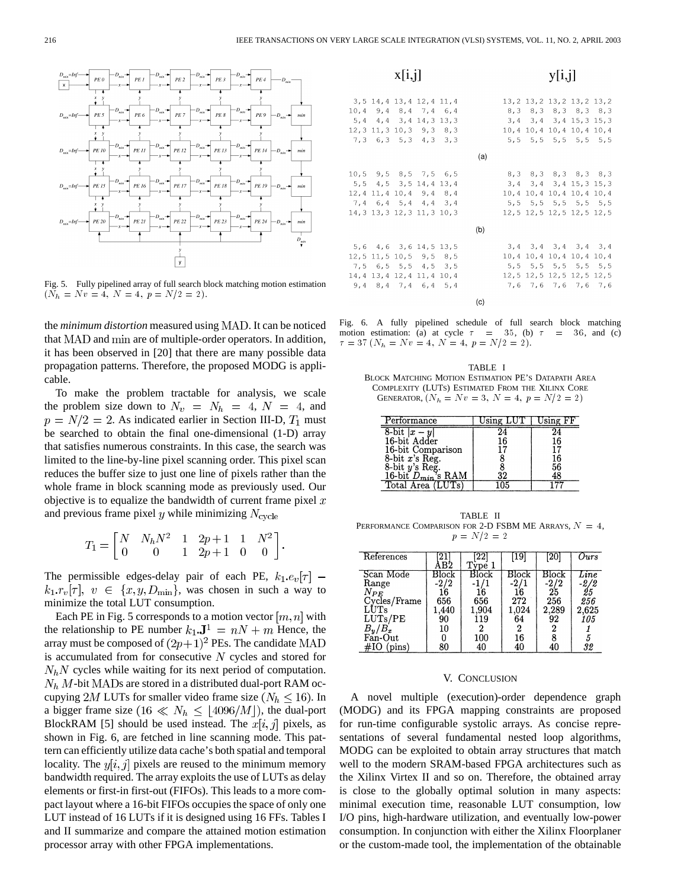Fig. 5. Fully pipelined array of full search block matching motion estimation ($N_h = Nv = 4$, $N = 4$, $p = N/2 = 2$).

| x[i,j] | | | | | y[i,j] | | | | |
|---|---|---|---|---|---|---|---|---|---|
| 3,5 | 14,4 | 13,4 | 12,4 | 11,4 | 13,2 | 13,2 | 13,2 | 13,2 | 13,2 |
| 10,4 | 9,4 | 8,4 | 7,4 | 6,4 | 8,3 | 8,3 | 8,3 | 8,3 | 8,3 |
| 5,4 | 4,4 | 3,4 | 14,3 | 13,3 | 3,4 | 3,4 | 3,4 | 15,3 | 15,3 |
| 12,3 | 11,3 | 10,3 | 9,3 | 8,3 | 10,4 | 10,4 | 10,4 | 10,4 | 10,4 |
| 7,3 | 6,3 | 5,3 | 4,3 | 3,3 | 5,5 | 5,5 | 5,5 | 5,5 | 5,5 |

(a)

| | | | | | | | | | |
|---|---|---|---|---|---|---|---|---|---|
| 10,5 | 9,5 | 8,5 | 7,5 | 6,5 | 8,3 | 8,3 | 8,3 | 8,3 | 8,3 |
| 5,5 | 4,5 | 3,5 | 14,4 | 13,4 | 3,4 | 3,4 | 3,4 | 15,3 | 15,3 |
| 12,4 | 11,4 | 10,4 | 9,4 | 8,4 | 10,4 | 10,4 | 10,4 | 10,4 | 10,4 |
| 7,4 | 6,4 | 5,4 | 4,4 | 3,4 | 5,5 | 5,5 | 5,5 | 5,5 | 5,5 |
| 14,3 | 13,3 | 12,3 | 11,3 | 10,3 | 12,5 | 12,5 | 12,5 | 12,5 | 12,5 |

(b)

| | | | | | | | | | |
|---|---|---|---|---|---|---|---|---|---|
| 5,6 | 4,6 | 3,6 | 14,5 | 13,5 | 3,4 | 3,4 | 3,4 | 3,4 | 3,4 |
| 12,5 | 11,5 | 10,5 | 9,5 | 8,5 | 10,4 | 10,4 | 10,4 | 10,4 | 10,4 |
| 7,5 | 6,5 | 5,5 | 4,5 | 3,5 | 5,5 | 5,5 | 5,5 | 5,5 | 5,5 |
| 14,4 | 13,4 | 12,4 | 11,4 | 10,4 | 12,5 | 12,5 | 12,5 | 12,5 | 12,5 |
| 9,4 | 8,4 | 7,4 | 6,4 | 5,4 | 7,6 | 7,6 | 7,6 | 7,6 | 7,6 |

(c)

Fig. 6. A fully pipelined schedule of full search block matching motion estimation: (a) at cycle $\tau = 35$, (b) $\tau = 36$, and (c) $\tau = 37$ ($N_h = Nv = 4$, $N = 4$, $p = N/2 = 2$).

the *minimum distortion* measured using MAD. It can be noticed that MAD and min are of multiple-order operators. In addition, it has been observed in [20] that there are many possible data propagation patterns. Therefore, the proposed MODG is applicable.

To make the problem tractable for analysis, we scale the problem size down to $N_v = N_h = 4$, $N = 4$, and $p = N/2 = 2$. As indicated earlier in Section III-D, $T_1$ must be searched to obtain the final one-dimensional (1-D) array that satisfies numerous constraints. In this case, the search was limited to the line-by-line pixel scanning order. This pixel scan reduces the buffer size to just one line of pixels rather than the whole frame in block scanning mode as previously used. Our objective is to equalize the bandwidth of current frame pixel $x$ and previous frame pixel $y$ while minimizing $N_{\text{cycle}}$

$$T_1 = \begin{bmatrix} N & N_h N^2 & 1 & 2p+1 & 1 & N^2 \\ 0 & 0 & 1 & 2p+1 & 0 & 0 \end{bmatrix}.$$

The permissible edges-delay pair of each PE, $k_1.e_v[\tau] - k_1.r_v[\tau]$, $v \in \{x, y, D_{\min}\}$, was chosen in such a way to minimize the total LUT consumption.

Each PE in Fig. 5 corresponds to a motion vector $[m, n]$ with the relationship to PE number $k_1.\mathbf{J}^1 = nN + m$ Hence, the array must be composed of $(2p+1)^2$ PEs. The candidate MAD is accumulated from for consecutive $N$ cycles and stored for $N_h N$ cycles while waiting for its next period of computation. $N_h$ $M$-bit MADs are stored in a distributed dual-port RAM occupying $2M$ LUTs for smaller video frame size ($N_h \leq 16$). In a bigger frame size ($16 \ll N_h \leq \lfloor 4096/M \rfloor$), the dual-port BlockRAM [5] should be used instead. The $x[i, j]$ pixels, as shown in Fig. 6, are fetched in line scanning mode. This pattern can efficiently utilize data cache's both spatial and temporal locality. The $y[i, j]$ pixels are reused to the minimum memory bandwidth required. The array exploits the use of LUTs as delay elements or first-in first-out (FIFOs). This leads to a more compact layout where a 16-bit FIFOs occupies the space of only one LUT instead of 16 LUTs if it is designed using 16 FFs. Tables I and II summarize and compare the attained motion estimation processor array with other FPGA implementations.

TABLE I
BLOCK MATCHING MOTION ESTIMATION PE'S DATAPATH AREA COMPLEXITY (LUTS) ESTIMATED FROM THE XILINX CORE GENERATOR, ($N_h = Nv = 3$, $N = 4$, $p = N/2 = 2$)

| Performance | Using LUT | Using FF |
|---|---|---|
| 8-bit $\lvert x - y \rvert$ | 24 | 24 |
| 16-bit Adder | 16 | 16 |
| 16-bit Comparison | 17 | 17 |
| 8-bit $x$'s Reg. | 8 | 16 |
| 8-bit $y$'s Reg. | 8 | 56 |
| 16-bit $D_{min}$'s RAM | 32 | 48 |
| Total Area (LUTs) | 105 | 177 |

TABLE II
PERFORMANCE COMPARISON FOR 2-D FSBM ME ARRAYS, $N = 4$, $p = N/2 = 2$

| References | [21] AB2 | [22] Type 1 | [19] | [20] | *Ours* |
|---|---|---|---|---|---|
| Scan Mode | Block | Block | Block | Block | *Line* |
| Range | -2/2 | -1/1 | -2/1 | -2/2 | *-2/2* |
| $N_{PE}$ | 16 | 16 | 16 | 25 | *25* |
| Cycles/Frame | 656 | 656 | 272 | 256 | *256* |
| LUTs | 1,440 | 1,904 | 1,024 | 2,289 | *2,625* |
| LUTs/PE | 90 | 119 | 64 | 92 | *105* |
| $B_y/B_x$ | 10 | 2 | 2 | 2 | *1* |
| Fan-Out | 0 | 100 | 16 | 8 | *5* |
| #IO (pins) | 80 | 40 | 40 | 40 | *32* |

## V. CONCLUSION

A novel multiple (execution)-order dependence graph (MODG) and its FPGA mapping constraints are proposed for run-time configurable systolic arrays. As concise representations of several fundamental nested loop algorithms, MODG can be exploited to obtain array structures that match well to the modern SRAM-based FPGA architectures such as the Xilinx Virtex II and so on. Therefore, the obtained array is close to the globally optimal solution in many aspects: minimal execution time, reasonable LUT consumption, low I/O pins, high-hardware utilization, and eventually low-power consumption. In conjunction with either the Xilinx Floorplaner or the custom-made tool, the implementation of the obtainable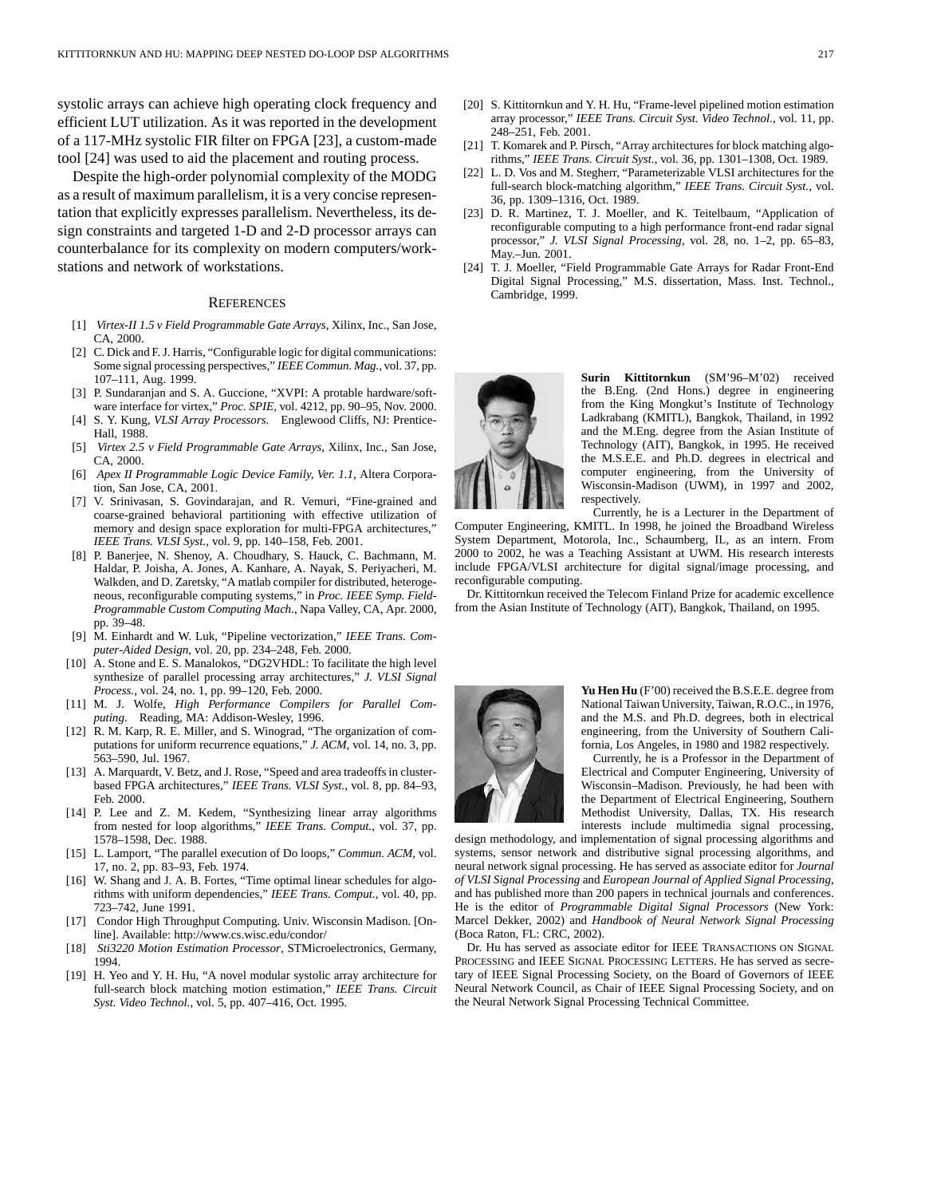systolic arrays can achieve high operating clock frequency and efficient LUT utilization. As it was reported in the development of a 117-MHz systolic FIR filter on FPGA [23], a custom-made tool [24] was used to aid the placement and routing process.

Despite the high-order polynomial complexity of the MODG as a result of maximum parallelism, it is a very concise representation that explicitly expresses parallelism. Nevertheless, its design constraints and targeted 1-D and 2-D processor arrays can counterbalance for its complexity on modern computers/workstations and network of workstations.

## REFERENCES

[1] *Virtex-II 1.5 v Field Programmable Gate Arrays*, Xilinx, Inc., San Jose, CA, 2000.

[2] C. Dick and F. J. Harris, "Configurable logic for digital communications: Some signal processing perspectives," *IEEE Commun. Mag.*, vol. 37, pp. 107–111, Aug. 1999.

[3] P. Sundaranjan and S. A. Guccione, "XVPI: A protable hardware/software interface for virtex," *Proc. SPIE*, vol. 4212, pp. 90–95, Nov. 2000.

[4] S. Y. Kung, *VLSI Array Processors*. Englewood Cliffs, NJ: Prentice-Hall, 1988.

[5] *Virtex 2.5 v Field Programmable Gate Arrays*, Xilinx, Inc., San Jose, CA, 2000.

[6] *Apex II Programmable Logic Device Family, Ver. 1.1*, Altera Corporation, San Jose, CA, 2001.

[7] V. Srinivasan, S. Govindarajan, and R. Vemuri, "Fine-grained and coarse-grained behavioral partitioning with effective utilization of memory and design space exploration for multi-FPGA architectures," *IEEE Trans. VLSI Syst.*, vol. 9, pp. 140–158, Feb. 2001.

[8] P. Banerjee, N. Shenoy, A. Choudhary, S. Hauck, C. Bachmann, M. Haldar, P. Joisha, A. Jones, A. Kanhare, A. Nayak, S. Periyacheri, M. Walkden, and D. Zaretsky, "A matlab compiler for distributed, heterogeneous, reconfigurable computing systems," in *Proc. IEEE Symp. Field-Programmable Custom Computing Mach.*, Napa Valley, CA, Apr. 2000, pp. 39–48.

[9] M. Einhardt and W. Luk, "Pipeline vectorization," *IEEE Trans. Computer-Aided Design*, vol. 20, pp. 234–248, Feb. 2000.

[10] A. Stone and E. S. Manalokos, "DG2VHDL: To facilitate the high level synthesize of parallel processing array architectures," *J. VLSI Signal Process.*, vol. 24, no. 1, pp. 99–120, Feb. 2000.

[11] M. J. Wolfe, *High Performance Compilers for Parallel Computing*. Reading, MA: Addison-Wesley, 1996.

[12] R. M. Karp, R. E. Miller, and S. Winograd, "The organization of computations for uniform recurrence equations," *J. ACM*, vol. 14, no. 3, pp. 563–590, Jul. 1967.

[13] A. Marquardt, V. Betz, and J. Rose, "Speed and area tradeoffs in cluster-based FPGA architectures," *IEEE Trans. VLSI Syst.*, vol. 8, pp. 84–93, Feb. 2000.

[14] P. Lee and Z. M. Kedem, "Synthesizing linear array algorithms from nested for loop algorithms," *IEEE Trans. Comput.*, vol. 37, pp. 1578–1598, Dec. 1988.

[15] L. Lamport, "The parallel execution of Do loops," *Commun. ACM*, vol. 17, no. 2, pp. 83–93, Feb. 1974.

[16] W. Shang and J. A. B. Fortes, "Time optimal linear schedules for algorithms with uniform dependencies," *IEEE Trans. Comput.*, vol. 40, pp. 723–742, June 1991.

[17] Condor High Throughput Computing. Univ. Wisconsin Madison. [Online]. Available: http://www.cs.wisc.edu/condor/

[18] *Sti3220 Motion Estimation Processor*, STMicroelectronics, Germany, 1994.

[19] H. Yeo and Y. H. Hu, "A novel modular systolic array architecture for full-search block matching motion estimation," *IEEE Trans. Circuit Syst. Video Technol.*, vol. 5, pp. 407–416, Oct. 1995.

[20] S. Kittitornkun and Y. H. Hu, "Frame-level pipelined motion estimation array processor," *IEEE Trans. Circuit Syst. Video Technol.*, vol. 11, pp. 248–251, Feb. 2001.

[21] T. Komarek and P. Pirsch, "Array architectures for block matching algorithms," *IEEE Trans. Circuit Syst.*, vol. 36, pp. 1301–1308, Oct. 1989.

[22] L. D. Vos and M. Stegherr, "Parameterizable VLSI architectures for the full-search block-matching algorithm," *IEEE Trans. Circuit Syst.*, vol. 36, pp. 1309–1316, Oct. 1989.

[23] D. R. Martinez, T. J. Moeller, and K. Teitelbaum, "Application of reconfigurable computing to a high performance front-end radar signal processor," *J. VLSI Signal Processing*, vol. 28, no. 1–2, pp. 65–83, May.–Jun. 2001.

[24] T. J. Moeller, "Field Programmable Gate Arrays for Radar Front-End Digital Signal Processing," M.S. dissertation, Mass. Inst. Technol., Cambridge, 1999.

**Surin Kittitornkun** (SM'96–M'02) received the B.Eng. (2nd Hons.) degree in engineering from the King Mongkut's Institute of Technology Ladkrabang (KMITL), Bangkok, Thailand, in 1992 and the M.Eng. degree from the Asian Institute of Technology (AIT), Bangkok, in 1995. He received the M.S.E.E. and Ph.D. degrees in electrical and computer engineering, from the University of Wisconsin-Madison (UWM), in 1997 and 2002, respectively.

Currently, he is a Lecturer in the Department of Computer Engineering, KMITL. In 1998, he joined the Broadband Wireless System Department, Motorola, Inc., Schaumberg, IL, as an intern. From 2000 to 2002, he was a Teaching Assistant at UWM. His research interests include FPGA/VLSI architecture for digital signal/image processing, and reconfigurable computing.

Dr. Kittitornkun received the Telecom Finland Prize for academic excellence from the Asian Institute of Technology (AIT), Bangkok, Thailand, on 1995.

**Yu Hen Hu** (F'00) received the B.S.E.E. degree from National Taiwan University, Taiwan, R.O.C., in 1976, and the M.S. and Ph.D. degrees, both in electrical engineering, from the University of Southern California, Los Angeles, in 1980 and 1982 respectively.

Currently, he is a Professor in the Department of Electrical and Computer Engineering, University of Wisconsin–Madison. Previously, he had been with the Department of Electrical Engineering, Southern Methodist University, Dallas, TX. His research interests include multimedia signal processing, design methodology, and implementation of signal processing algorithms and systems, sensor network and distributive signal processing algorithms, and neural network signal processing. He has served as associate editor for *Journal of VLSI Signal Processing* and *European Journal of Applied Signal Processing*, and has published more than 200 papers in technical journals and conferences. He is the editor of *Programmable Digital Signal Processors* (New York: Marcel Dekker, 2002) and *Handbook of Neural Network Signal Processing* (Boca Raton, FL: CRC, 2002).

Dr. Hu has served as associate editor for IEEE TRANSACTIONS ON SIGNAL PROCESSING and IEEE SIGNAL PROCESSING LETTERS. He has served as secretary of IEEE Signal Processing Society, on the Board of Governors of IEEE Neural Network Council, as Chair of IEEE Signal Processing Society, and on the Neural Network Signal Processing Technical Committee.